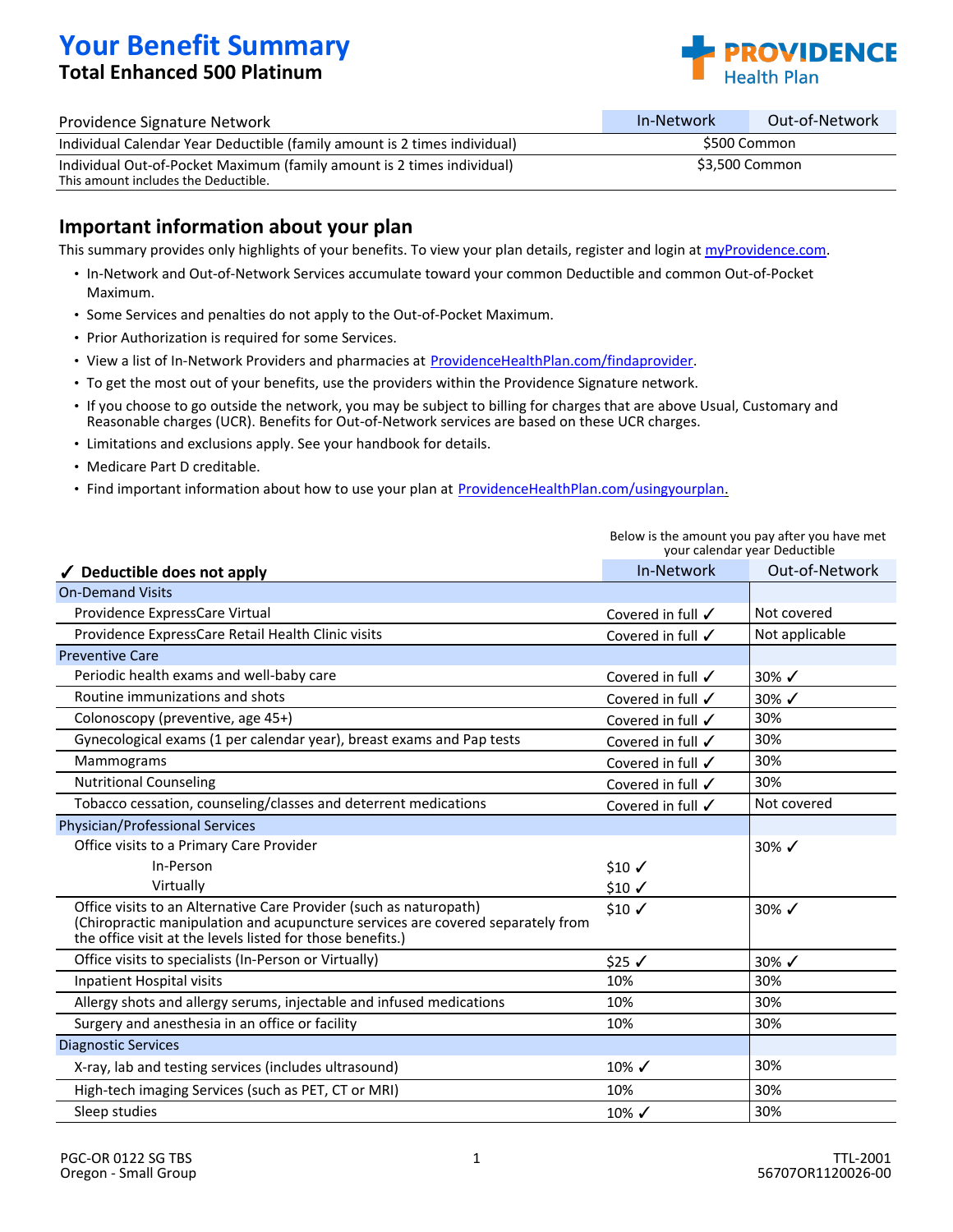# Your Benefit Summary

## Total Enhanced 500 Platinum

PROVIDENCE Health Plan

| Providence Signature Network | In-Network | Out-of-Network |
|---|---|---|
| Individual Calendar Year Deductible (family amount is 2 times individual) | $500 Common | |
| Individual Out-of-Pocket Maximum (family amount is 2 times individual)<br>This amount includes the Deductible. | $3,500 Common | |

## Important information about your plan

This summary provides only highlights of your benefits. To view your plan details, register and login at myProvidence.com.

- In-Network and Out-of-Network Services accumulate toward your common Deductible and common Out-of-Pocket Maximum.
- Some Services and penalties do not apply to the Out-of-Pocket Maximum.
- Prior Authorization is required for some Services.
- View a list of In-Network Providers and pharmacies at ProvidenceHealthPlan.com/findaprovider.
- To get the most out of your benefits, use the providers within the Providence Signature network.
- If you choose to go outside the network, you may be subject to billing for charges that are above Usual, Customary and Reasonable charges (UCR). Benefits for Out-of-Network services are based on these UCR charges.
- Limitations and exclusions apply. See your handbook for details.
- Medicare Part D creditable.
- Find important information about how to use your plan at ProvidenceHealthPlan.com/usingyourplan.

Below is the amount you pay after you have met your calendar year Deductible

| ✓ Deductible does not apply | In-Network | Out-of-Network |
|---|---|---|
| **On-Demand Visits** | | |
| Providence ExpressCare Virtual | Covered in full ✓ | Not covered |
| Providence ExpressCare Retail Health Clinic visits | Covered in full ✓ | Not applicable |
| **Preventive Care** | | |
| Periodic health exams and well-baby care | Covered in full ✓ | 30% ✓ |
| Routine immunizations and shots | Covered in full ✓ | 30% ✓ |
| Colonoscopy (preventive, age 45+) | Covered in full ✓ | 30% |
| Gynecological exams (1 per calendar year), breast exams and Pap tests | Covered in full ✓ | 30% |
| Mammograms | Covered in full ✓ | 30% |
| Nutritional Counseling | Covered in full ✓ | 30% |
| Tobacco cessation, counseling/classes and deterrent medications | Covered in full ✓ | Not covered |
| **Physician/Professional Services** | | |
| Office visits to a Primary Care Provider | | 30% ✓ |
| In-Person | $10 ✓ | |
| Virtually | $10 ✓ | |
| Office visits to an Alternative Care Provider (such as naturopath)<br>(Chiropractic manipulation and acupuncture services are covered separately from the office visit at the levels listed for those benefits.) | $10 ✓ | 30% ✓ |
| Office visits to specialists (In-Person or Virtually) | $25 ✓ | 30% ✓ |
| Inpatient Hospital visits | 10% | 30% |
| Allergy shots and allergy serums, injectable and infused medications | 10% | 30% |
| Surgery and anesthesia in an office or facility | 10% | 30% |
| **Diagnostic Services** | | |
| X-ray, lab and testing services (includes ultrasound) | 10% ✓ | 30% |
| High-tech imaging Services (such as PET, CT or MRI) | 10% | 30% |
| Sleep studies | 10% ✓ | 30% |

PGC-OR 0122 SG TBS
Oregon - Small Group

TTL-2001
56707OR1120026-00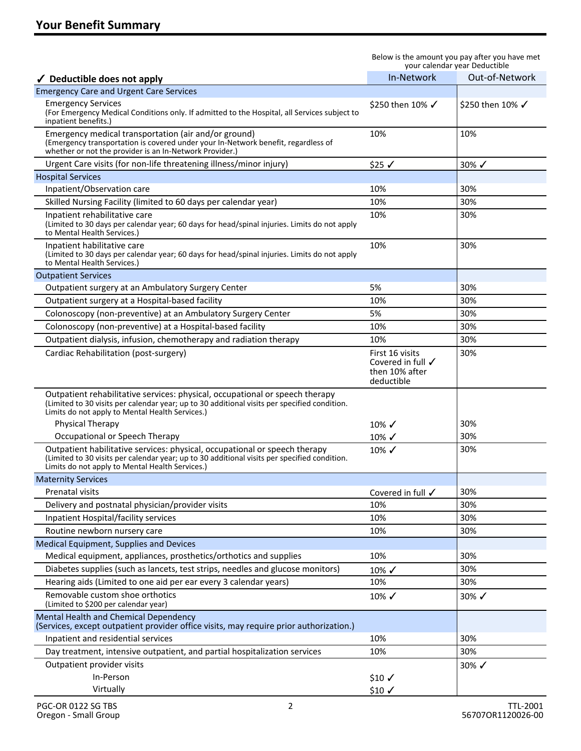## Your Benefit Summary

| ✓ **Deductible does not apply** | Below is the amount you pay after you have met your calendar year Deductible In-Network | Out-of-Network |
|---|---|---|
| **Emergency Care and Urgent Care Services** | | |
| Emergency Services (For Emergency Medical Conditions only. If admitted to the Hospital, all Services subject to inpatient benefits.) | $250 then 10% ✓ | $250 then 10% ✓ |
| Emergency medical transportation (air and/or ground) (Emergency transportation is covered under your In-Network benefit, regardless of whether or not the provider is an In-Network Provider.) | 10% | 10% |
| Urgent Care visits (for non-life threatening illness/minor injury) | $25 ✓ | 30% ✓ |
| **Hospital Services** | | |
| Inpatient/Observation care | 10% | 30% |
| Skilled Nursing Facility (limited to 60 days per calendar year) | 10% | 30% |
| Inpatient rehabilitative care (Limited to 30 days per calendar year; 60 days for head/spinal injuries. Limits do not apply to Mental Health Services.) | 10% | 30% |
| Inpatient habilitative care (Limited to 30 days per calendar year; 60 days for head/spinal injuries. Limits do not apply to Mental Health Services.) | 10% | 30% |
| **Outpatient Services** | | |
| Outpatient surgery at an Ambulatory Surgery Center | 5% | 30% |
| Outpatient surgery at a Hospital-based facility | 10% | 30% |
| Colonoscopy (non-preventive) at an Ambulatory Surgery Center | 5% | 30% |
| Colonoscopy (non-preventive) at a Hospital-based facility | 10% | 30% |
| Outpatient dialysis, infusion, chemotherapy and radiation therapy | 10% | 30% |
| Cardiac Rehabilitation (post-surgery) | First 16 visits Covered in full ✓ then 10% after deductible | 30% |
| Outpatient rehabilitative services: physical, occupational or speech therapy (Limited to 30 visits per calendar year; up to 30 additional visits per specified condition. Limits do not apply to Mental Health Services.) | | |
| Physical Therapy | 10% ✓ | 30% |
| Occupational or Speech Therapy | 10% ✓ | 30% |
| Outpatient habilitative services: physical, occupational or speech therapy (Limited to 30 visits per calendar year; up to 30 additional visits per specified condition. Limits do not apply to Mental Health Services.) | 10% ✓ | 30% |
| **Maternity Services** | | |
| Prenatal visits | Covered in full ✓ | 30% |
| Delivery and postnatal physician/provider visits | 10% | 30% |
| Inpatient Hospital/facility services | 10% | 30% |
| Routine newborn nursery care | 10% | 30% |
| **Medical Equipment, Supplies and Devices** | | |
| Medical equipment, appliances, prosthetics/orthotics and supplies | 10% | 30% |
| Diabetes supplies (such as lancets, test strips, needles and glucose monitors) | 10% ✓ | 30% |
| Hearing aids (Limited to one aid per ear every 3 calendar years) | 10% | 30% |
| Removable custom shoe orthotics (Limited to $200 per calendar year) | 10% ✓ | 30% ✓ |
| **Mental Health and Chemical Dependency** (Services, except outpatient provider office visits, may require prior authorization.) | | |
| Inpatient and residential services | 10% | 30% |
| Day treatment, intensive outpatient, and partial hospitalization services | 10% | 30% |
| Outpatient provider visits | | 30% ✓ |
| In-Person | $10 ✓ | |
| Virtually | $10 ✓ | |

PGC-OR 0122 SG TBS
Oregon - Small Group

TTL-2001
56707OR1120026-00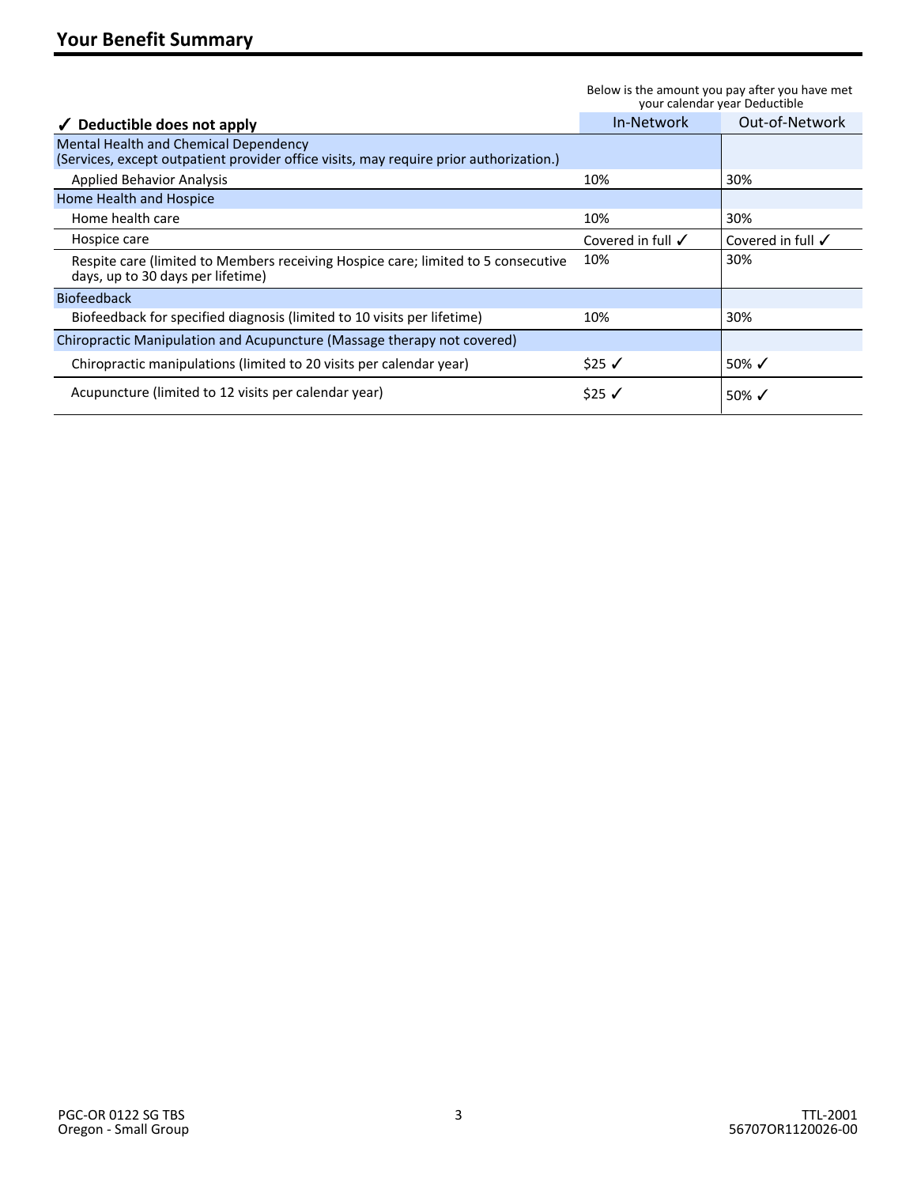## Your Benefit Summary

| ✓ **Deductible does not apply** | Below is the amount you pay after you have met your calendar year Deductible<br>In-Network | Out-of-Network |
|---|---|---|
| Mental Health and Chemical Dependency<br>(Services, except outpatient provider office visits, may require prior authorization.) | | |
| Applied Behavior Analysis | 10% | 30% |
| Home Health and Hospice | | |
| Home health care | 10% | 30% |
| Hospice care | Covered in full ✓ | Covered in full ✓ |
| Respite care (limited to Members receiving Hospice care; limited to 5 consecutive days, up to 30 days per lifetime) | 10% | 30% |
| Biofeedback | | |
| Biofeedback for specified diagnosis (limited to 10 visits per lifetime) | 10% | 30% |
| Chiropractic Manipulation and Acupuncture (Massage therapy not covered) | | |
| Chiropractic manipulations (limited to 20 visits per calendar year) | $25 ✓ | 50% ✓ |
| Acupuncture (limited to 12 visits per calendar year) | $25 ✓ | 50% ✓ |

PGC-OR 0122 SG TBS
Oregon - Small Group

TTL-2001
56707OR1120026-00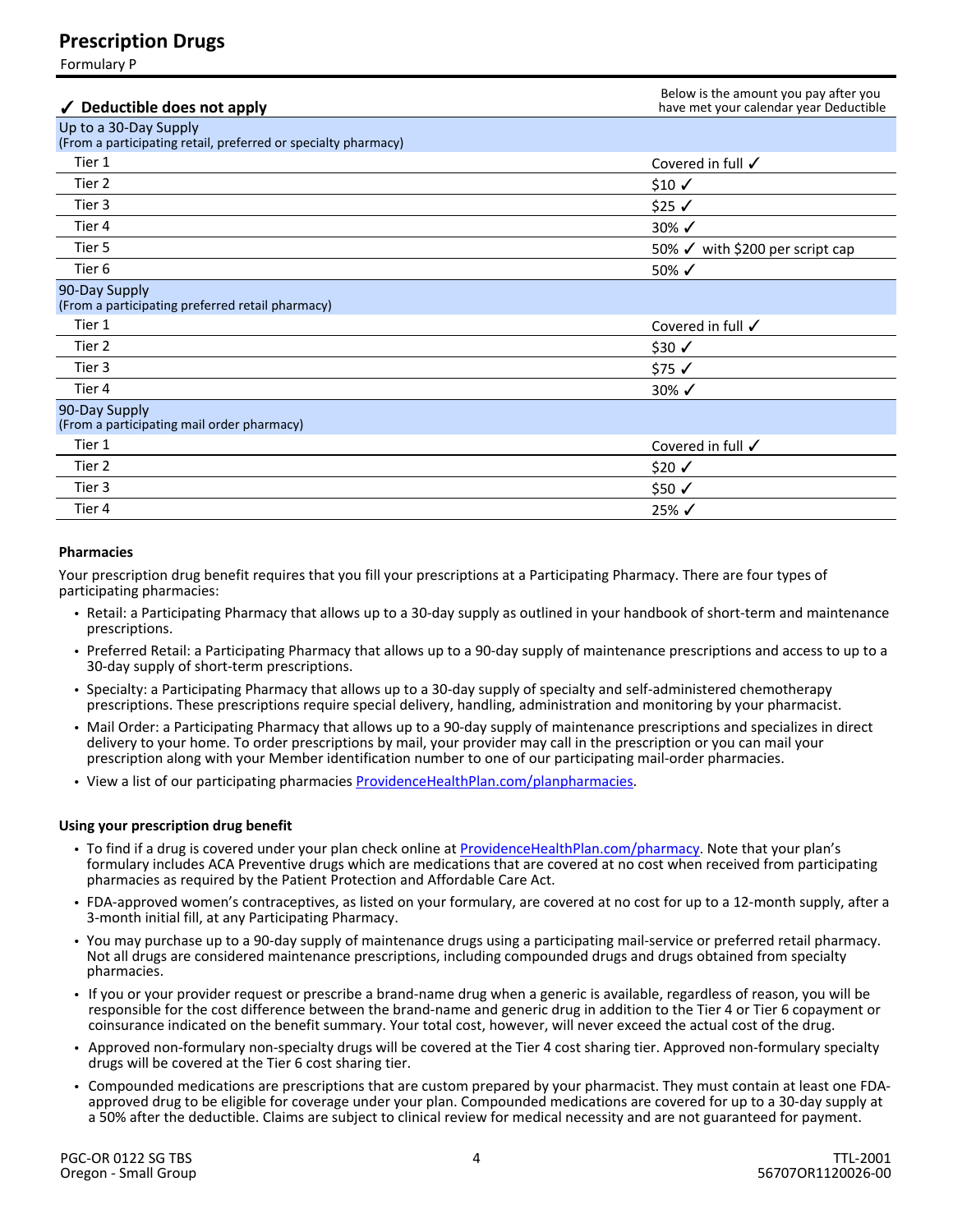## Prescription Drugs

Formulary P

| ✓ Deductible does not apply | Below is the amount you pay after you have met your calendar year Deductible |
|---|---|
| **Up to a 30-Day Supply** (From a participating retail, preferred or specialty pharmacy) | |
| Tier 1 | Covered in full ✓ |
| Tier 2 | $10 ✓ |
| Tier 3 | $25 ✓ |
| Tier 4 | 30% ✓ |
| Tier 5 | 50% ✓ with $200 per script cap |
| Tier 6 | 50% ✓ |
| **90-Day Supply** (From a participating preferred retail pharmacy) | |
| Tier 1 | Covered in full ✓ |
| Tier 2 | $30 ✓ |
| Tier 3 | $75 ✓ |
| Tier 4 | 30% ✓ |
| **90-Day Supply** (From a participating mail order pharmacy) | |
| Tier 1 | Covered in full ✓ |
| Tier 2 | $20 ✓ |
| Tier 3 | $50 ✓ |
| Tier 4 | 25% ✓ |

#### Pharmacies

Your prescription drug benefit requires that you fill your prescriptions at a Participating Pharmacy. There are four types of participating pharmacies:

- Retail: a Participating Pharmacy that allows up to a 30-day supply as outlined in your handbook of short-term and maintenance prescriptions.
- Preferred Retail: a Participating Pharmacy that allows up to a 90-day supply of maintenance prescriptions and access to up to a 30-day supply of short-term prescriptions.
- Specialty: a Participating Pharmacy that allows up to a 30-day supply of specialty and self-administered chemotherapy prescriptions. These prescriptions require special delivery, handling, administration and monitoring by your pharmacist.
- Mail Order: a Participating Pharmacy that allows up to a 90-day supply of maintenance prescriptions and specializes in direct delivery to your home. To order prescriptions by mail, your provider may call in the prescription or you can mail your prescription along with your Member identification number to one of our participating mail-order pharmacies.
- View a list of our participating pharmacies ProvidenceHealthPlan.com/planpharmacies.

#### Using your prescription drug benefit

- To find if a drug is covered under your plan check online at ProvidenceHealthPlan.com/pharmacy. Note that your plan's formulary includes ACA Preventive drugs which are medications that are covered at no cost when received from participating pharmacies as required by the Patient Protection and Affordable Care Act.
- FDA-approved women's contraceptives, as listed on your formulary, are covered at no cost for up to a 12-month supply, after a 3-month initial fill, at any Participating Pharmacy.
- You may purchase up to a 90-day supply of maintenance drugs using a participating mail-service or preferred retail pharmacy. Not all drugs are considered maintenance prescriptions, including compounded drugs and drugs obtained from specialty pharmacies.
- If you or your provider request or prescribe a brand-name drug when a generic is available, regardless of reason, you will be responsible for the cost difference between the brand-name and generic drug in addition to the Tier 4 or Tier 6 copayment or coinsurance indicated on the benefit summary. Your total cost, however, will never exceed the actual cost of the drug.
- Approved non-formulary non-specialty drugs will be covered at the Tier 4 cost sharing tier. Approved non-formulary specialty drugs will be covered at the Tier 6 cost sharing tier.
- Compounded medications are prescriptions that are custom prepared by your pharmacist. They must contain at least one FDA-approved drug to be eligible for coverage under your plan. Compounded medications are covered for up to a 30-day supply at a 50% after the deductible. Claims are subject to clinical review for medical necessity and are not guaranteed for payment.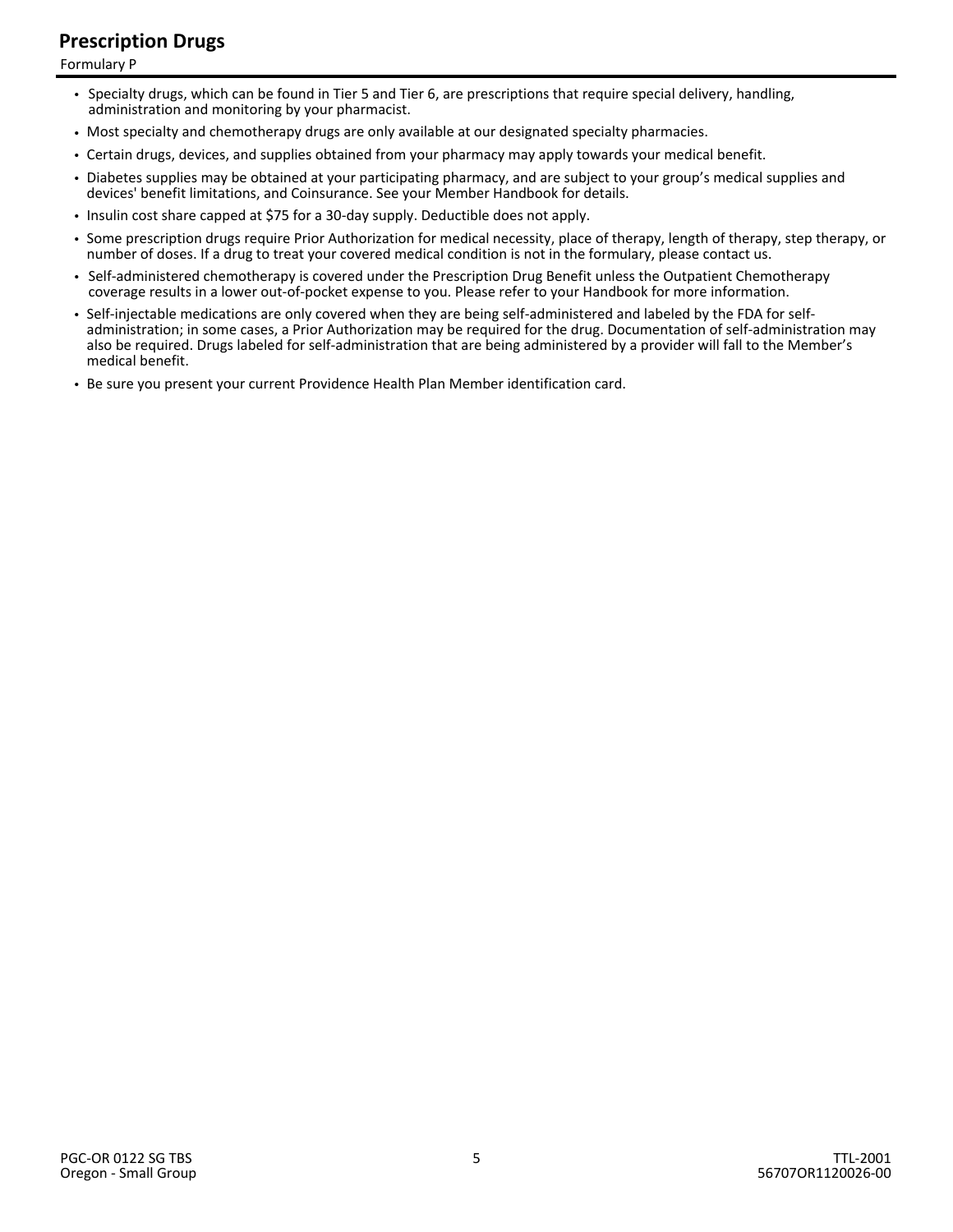## Prescription Drugs

Formulary P

- Specialty drugs, which can be found in Tier 5 and Tier 6, are prescriptions that require special delivery, handling, administration and monitoring by your pharmacist.
- Most specialty and chemotherapy drugs are only available at our designated specialty pharmacies.
- Certain drugs, devices, and supplies obtained from your pharmacy may apply towards your medical benefit.
- Diabetes supplies may be obtained at your participating pharmacy, and are subject to your group's medical supplies and devices' benefit limitations, and Coinsurance. See your Member Handbook for details.
- Insulin cost share capped at $75 for a 30-day supply. Deductible does not apply.
- Some prescription drugs require Prior Authorization for medical necessity, place of therapy, length of therapy, step therapy, or number of doses. If a drug to treat your covered medical condition is not in the formulary, please contact us.
- Self-administered chemotherapy is covered under the Prescription Drug Benefit unless the Outpatient Chemotherapy coverage results in a lower out-of-pocket expense to you. Please refer to your Handbook for more information.
- Self-injectable medications are only covered when they are being self-administered and labeled by the FDA for self-administration; in some cases, a Prior Authorization may be required for the drug. Documentation of self-administration may also be required. Drugs labeled for self-administration that are being administered by a provider will fall to the Member's medical benefit.
- Be sure you present your current Providence Health Plan Member identification card.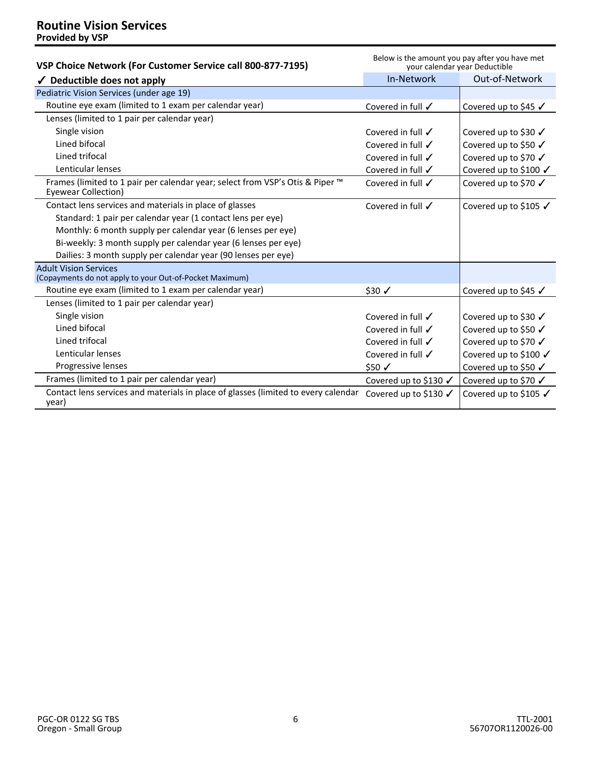## Routine Vision Services

**Provided by VSP**

| VSP Choice Network (For Customer Service call 800-877-7195) | Below is the amount you pay after you have met your calendar year Deductible | |
|---|---|---|
| **✓ Deductible does not apply** | In-Network | Out-of-Network |
| Pediatric Vision Services (under age 19) | | |
| Routine eye exam (limited to 1 exam per calendar year) | Covered in full ✓ | Covered up to $45 ✓ |
| Lenses (limited to 1 pair per calendar year) | | |
| Single vision | Covered in full ✓ | Covered up to $30 ✓ |
| Lined bifocal | Covered in full ✓ | Covered up to $50 ✓ |
| Lined trifocal | Covered in full ✓ | Covered up to $70 ✓ |
| Lenticular lenses | Covered in full ✓ | Covered up to $100 ✓ |
| Frames (limited to 1 pair per calendar year; select from VSP's Otis & Piper ™ Eyewear Collection) | Covered in full ✓ | Covered up to $70 ✓ |
| Contact lens services and materials in place of glasses | Covered in full ✓ | Covered up to $105 ✓ |
| Standard: 1 pair per calendar year (1 contact lens per eye) | | |
| Monthly: 6 month supply per calendar year (6 lenses per eye) | | |
| Bi-weekly: 3 month supply per calendar year (6 lenses per eye) | | |
| Dailies: 3 month supply per calendar year (90 lenses per eye) | | |
| Adult Vision Services (Copayments do not apply to your Out-of-Pocket Maximum) | | |
| Routine eye exam (limited to 1 exam per calendar year) | $30 ✓ | Covered up to $45 ✓ |
| Lenses (limited to 1 pair per calendar year) | | |
| Single vision | Covered in full ✓ | Covered up to $30 ✓ |
| Lined bifocal | Covered in full ✓ | Covered up to $50 ✓ |
| Lined trifocal | Covered in full ✓ | Covered up to $70 ✓ |
| Lenticular lenses | Covered in full ✓ | Covered up to $100 ✓ |
| Progressive lenses | $50 ✓ | Covered up to $50 ✓ |
| Frames (limited to 1 pair per calendar year) | Covered up to $130 ✓ | Covered up to $70 ✓ |
| Contact lens services and materials in place of glasses (limited to every calendar year) | Covered up to $130 ✓ | Covered up to $105 ✓ |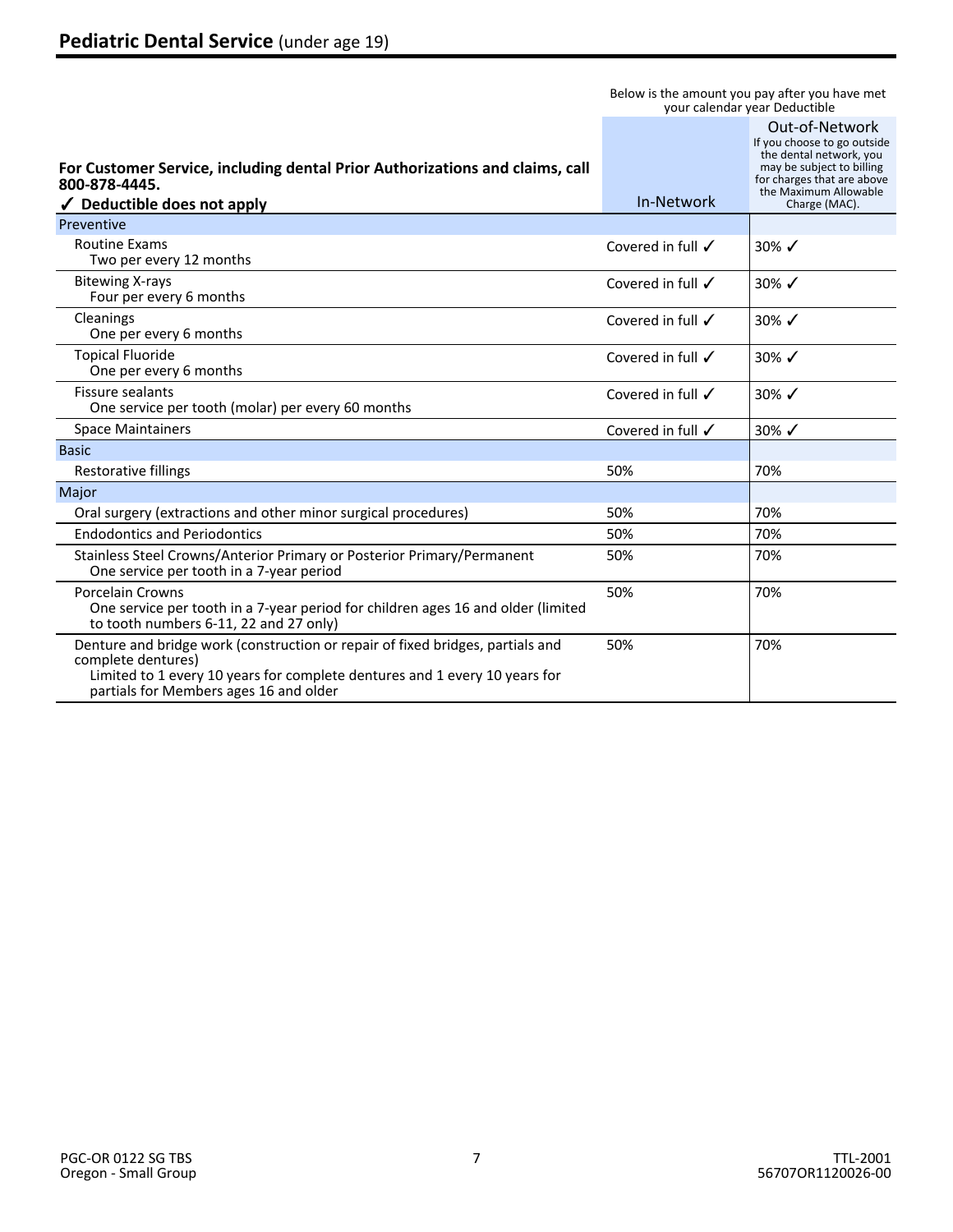## **Pediatric Dental Service** (under age 19)

| For Customer Service, including dental Prior Authorizations and claims, call 800-878-4445.<br>✓ **Deductible does not apply** | Below is the amount you pay after you have met your calendar year Deductible<br>In-Network | Out-of-Network<br>If you choose to go outside the dental network, you may be subject to billing for charges that are above the Maximum Allowable Charge (MAC). |
|---|---|---|
| Preventive | | |
| Routine Exams<br>Two per every 12 months | Covered in full ✓ | 30% ✓ |
| Bitewing X-rays<br>Four per every 6 months | Covered in full ✓ | 30% ✓ |
| Cleanings<br>One per every 6 months | Covered in full ✓ | 30% ✓ |
| Topical Fluoride<br>One per every 6 months | Covered in full ✓ | 30% ✓ |
| Fissure sealants<br>One service per tooth (molar) per every 60 months | Covered in full ✓ | 30% ✓ |
| Space Maintainers | Covered in full ✓ | 30% ✓ |
| Basic | | |
| Restorative fillings | 50% | 70% |
| Major | | |
| Oral surgery (extractions and other minor surgical procedures) | 50% | 70% |
| Endodontics and Periodontics | 50% | 70% |
| Stainless Steel Crowns/Anterior Primary or Posterior Primary/Permanent<br>One service per tooth in a 7-year period | 50% | 70% |
| Porcelain Crowns<br>One service per tooth in a 7-year period for children ages 16 and older (limited to tooth numbers 6-11, 22 and 27 only) | 50% | 70% |
| Denture and bridge work (construction or repair of fixed bridges, partials and complete dentures)<br>Limited to 1 every 10 years for complete dentures and 1 every 10 years for partials for Members ages 16 and older | 50% | 70% |

PGC-OR 0122 SG TBS
Oregon - Small Group

TTL-2001
56707OR1120026-00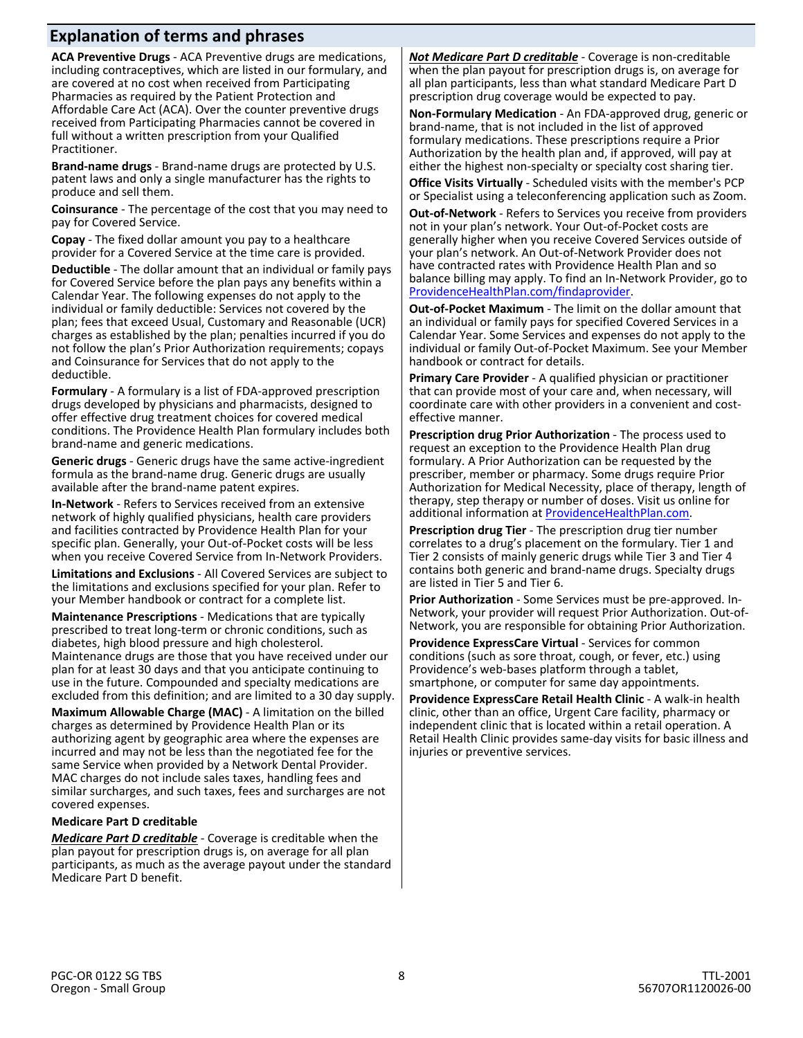## Explanation of terms and phrases

**ACA Preventive Drugs** - ACA Preventive drugs are medications, including contraceptives, which are listed in our formulary, and are covered at no cost when received from Participating Pharmacies as required by the Patient Protection and Affordable Care Act (ACA). Over the counter preventive drugs received from Participating Pharmacies cannot be covered in full without a written prescription from your Qualified Practitioner.

**Brand-name drugs** - Brand-name drugs are protected by U.S. patent laws and only a single manufacturer has the rights to produce and sell them.

**Coinsurance** - The percentage of the cost that you may need to pay for Covered Service.

**Copay** - The fixed dollar amount you pay to a healthcare provider for a Covered Service at the time care is provided.

**Deductible** - The dollar amount that an individual or family pays for Covered Service before the plan pays any benefits within a Calendar Year. The following expenses do not apply to the individual or family deductible: Services not covered by the plan; fees that exceed Usual, Customary and Reasonable (UCR) charges as established by the plan; penalties incurred if you do not follow the plan's Prior Authorization requirements; copays and Coinsurance for Services that do not apply to the deductible.

**Formulary** - A formulary is a list of FDA-approved prescription drugs developed by physicians and pharmacists, designed to offer effective drug treatment choices for covered medical conditions. The Providence Health Plan formulary includes both brand-name and generic medications.

**Generic drugs** - Generic drugs have the same active-ingredient formula as the brand-name drug. Generic drugs are usually available after the brand-name patent expires.

**In-Network** - Refers to Services received from an extensive network of highly qualified physicians, health care providers and facilities contracted by Providence Health Plan for your specific plan. Generally, your Out-of-Pocket costs will be less when you receive Covered Service from In-Network Providers.

**Limitations and Exclusions** - All Covered Services are subject to the limitations and exclusions specified for your plan. Refer to your Member handbook or contract for a complete list.

**Maintenance Prescriptions** - Medications that are typically prescribed to treat long-term or chronic conditions, such as diabetes, high blood pressure and high cholesterol. Maintenance drugs are those that you have received under our plan for at least 30 days and that you anticipate continuing to use in the future. Compounded and specialty medications are excluded from this definition; and are limited to a 30 day supply.

**Maximum Allowable Charge (MAC)** - A limitation on the billed charges as determined by Providence Health Plan or its authorizing agent by geographic area where the expenses are incurred and may not be less than the negotiated fee for the same Service when provided by a Network Dental Provider. MAC charges do not include sales taxes, handling fees and similar surcharges, and such taxes, fees and surcharges are not covered expenses.

**Medicare Part D creditable**

***Medicare Part D creditable*** - Coverage is creditable when the plan payout for prescription drugs is, on average for all plan participants, as much as the average payout under the standard Medicare Part D benefit.

***Not Medicare Part D creditable*** - Coverage is non-creditable when the plan payout for prescription drugs is, on average for all plan participants, less than what standard Medicare Part D prescription drug coverage would be expected to pay.

**Non-Formulary Medication** - An FDA-approved drug, generic or brand-name, that is not included in the list of approved formulary medications. These prescriptions require a Prior Authorization by the health plan and, if approved, will pay at either the highest non-specialty or specialty cost sharing tier.

**Office Visits Virtually** - Scheduled visits with the member's PCP or Specialist using a teleconferencing application such as Zoom.

**Out-of-Network** - Refers to Services you receive from providers not in your plan's network. Your Out-of-Pocket costs are generally higher when you receive Covered Services outside of your plan's network. An Out-of-Network Provider does not have contracted rates with Providence Health Plan and so balance billing may apply. To find an In-Network Provider, go to ProvidenceHealthPlan.com/findaprovider.

**Out-of-Pocket Maximum** - The limit on the dollar amount that an individual or family pays for specified Covered Services in a Calendar Year. Some Services and expenses do not apply to the individual or family Out-of-Pocket Maximum. See your Member handbook or contract for details.

**Primary Care Provider** - A qualified physician or practitioner that can provide most of your care and, when necessary, will coordinate care with other providers in a convenient and cost-effective manner.

**Prescription drug Prior Authorization** - The process used to request an exception to the Providence Health Plan drug formulary. A Prior Authorization can be requested by the prescriber, member or pharmacy. Some drugs require Prior Authorization for Medical Necessity, place of therapy, length of therapy, step therapy or number of doses. Visit us online for additional information at ProvidenceHealthPlan.com.

**Prescription drug Tier** - The prescription drug tier number correlates to a drug's placement on the formulary. Tier 1 and Tier 2 consists of mainly generic drugs while Tier 3 and Tier 4 contains both generic and brand-name drugs. Specialty drugs are listed in Tier 5 and Tier 6.

**Prior Authorization** - Some Services must be pre-approved. In-Network, your provider will request Prior Authorization. Out-of-Network, you are responsible for obtaining Prior Authorization.

**Providence ExpressCare Virtual** - Services for common conditions (such as sore throat, cough, or fever, etc.) using Providence's web-bases platform through a tablet, smartphone, or computer for same day appointments.

**Providence ExpressCare Retail Health Clinic** - A walk-in health clinic, other than an office, Urgent Care facility, pharmacy or independent clinic that is located within a retail operation. A Retail Health Clinic provides same-day visits for basic illness and injuries or preventive services.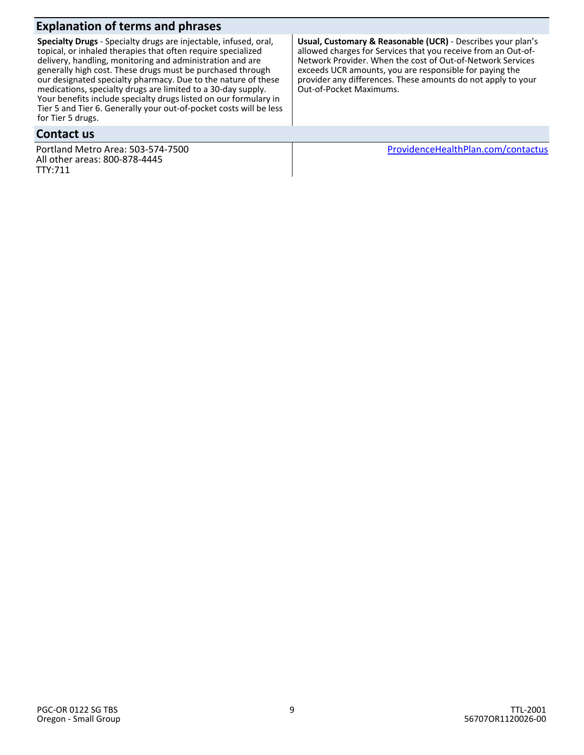## Explanation of terms and phrases

**Specialty Drugs** - Specialty drugs are injectable, infused, oral, topical, or inhaled therapies that often require specialized delivery, handling, monitoring and administration and are generally high cost. These drugs must be purchased through our designated specialty pharmacy. Due to the nature of these medications, specialty drugs are limited to a 30-day supply. Your benefits include specialty drugs listed on our formulary in Tier 5 and Tier 6. Generally your out-of-pocket costs will be less for Tier 5 drugs.

**Usual, Customary & Reasonable (UCR)** - Describes your plan's allowed charges for Services that you receive from an Out-of-Network Provider. When the cost of Out-of-Network Services exceeds UCR amounts, you are responsible for paying the provider any differences. These amounts do not apply to your Out-of-Pocket Maximums.

## Contact us

Portland Metro Area: 503-574-7500
All other areas: 800-878-4445
TTY:711

ProvidenceHealthPlan.com/contactus

PGC-OR 0122 SG TBS
Oregon - Small Group

TTL-2001
56707OR1120026-00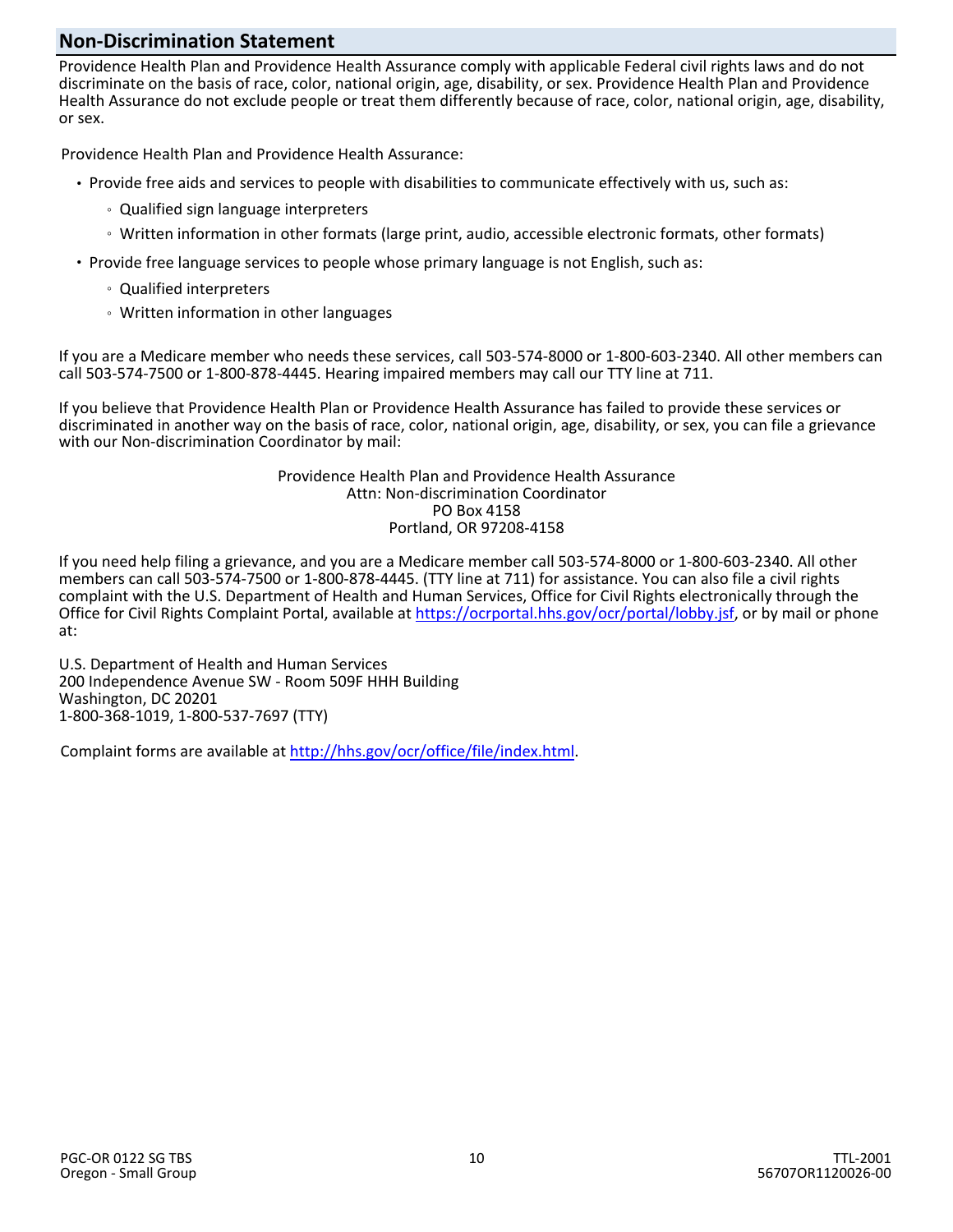## Non-Discrimination Statement

Providence Health Plan and Providence Health Assurance comply with applicable Federal civil rights laws and do not discriminate on the basis of race, color, national origin, age, disability, or sex. Providence Health Plan and Providence Health Assurance do not exclude people or treat them differently because of race, color, national origin, age, disability, or sex.

Providence Health Plan and Providence Health Assurance:

- Provide free aids and services to people with disabilities to communicate effectively with us, such as:
  - Qualified sign language interpreters
  - Written information in other formats (large print, audio, accessible electronic formats, other formats)
- Provide free language services to people whose primary language is not English, such as:
  - Qualified interpreters
  - Written information in other languages

If you are a Medicare member who needs these services, call 503-574-8000 or 1-800-603-2340. All other members can call 503-574-7500 or 1-800-878-4445. Hearing impaired members may call our TTY line at 711.

If you believe that Providence Health Plan or Providence Health Assurance has failed to provide these services or discriminated in another way on the basis of race, color, national origin, age, disability, or sex, you can file a grievance with our Non-discrimination Coordinator by mail:

Providence Health Plan and Providence Health Assurance
Attn: Non-discrimination Coordinator
PO Box 4158
Portland, OR 97208-4158

If you need help filing a grievance, and you are a Medicare member call 503-574-8000 or 1-800-603-2340. All other members can call 503-574-7500 or 1-800-878-4445. (TTY line at 711) for assistance. You can also file a civil rights complaint with the U.S. Department of Health and Human Services, Office for Civil Rights electronically through the Office for Civil Rights Complaint Portal, available at https://ocrportal.hhs.gov/ocr/portal/lobby.jsf, or by mail or phone at:

U.S. Department of Health and Human Services
200 Independence Avenue SW - Room 509F HHH Building
Washington, DC 20201
1-800-368-1019, 1-800-537-7697 (TTY)

Complaint forms are available at http://hhs.gov/ocr/office/file/index.html.

PGC-OR 0122 SG TBS
Oregon - Small Group

TTL-2001
56707OR1120026-00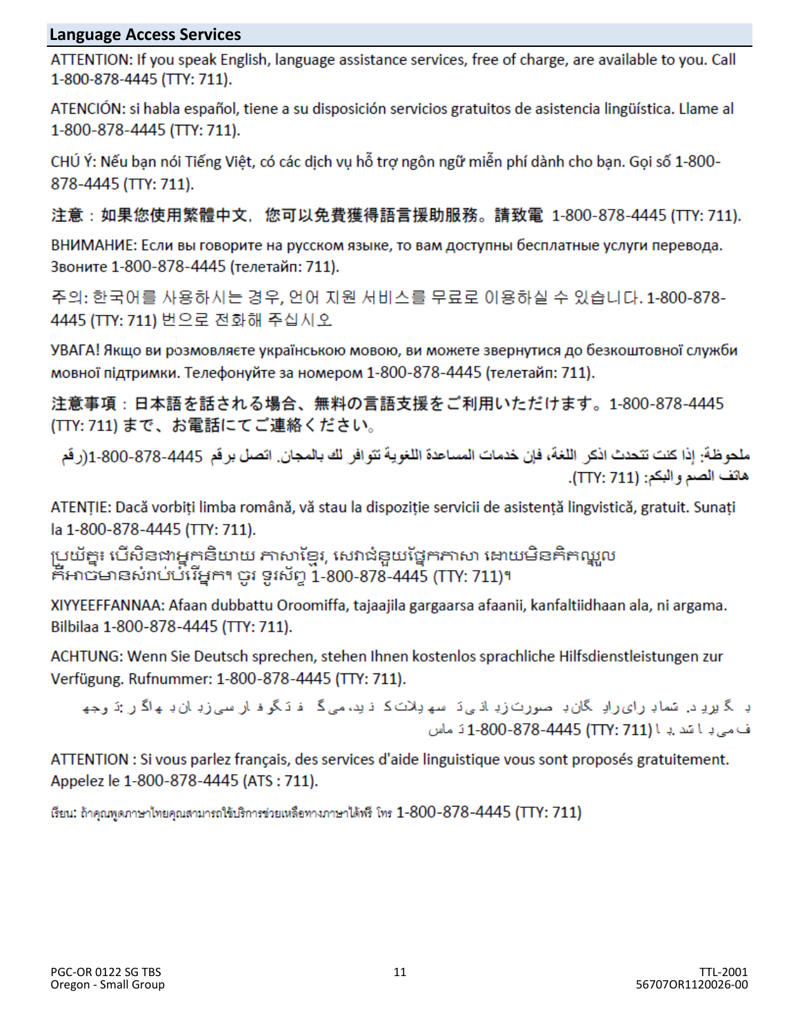## Language Access Services

ATTENTION: If you speak English, language assistance services, free of charge, are available to you. Call 1-800-878-4445 (TTY: 711).

ATENCIÓN: si habla español, tiene a su disposición servicios gratuitos de asistencia lingüística. Llame al 1-800-878-4445 (TTY: 711).

CHÚ Ý: Nếu bạn nói Tiếng Việt, có các dịch vụ hỗ trợ ngôn ngữ miễn phí dành cho bạn. Gọi số 1-800-878-4445 (TTY: 711).

注意：如果您使用繁體中文，您可以免費獲得語言援助服務。請致電 1-800-878-4445 (TTY: 711).

ВНИМАНИЕ: Если вы говорите на русском языке, то вам доступны бесплатные услуги перевода. Звоните 1-800-878-4445 (телетайп: 711).

주의: 한국어를 사용하시는 경우, 언어 지원 서비스를 무료로 이용하실 수 있습니다. 1-800-878-4445 (TTY: 711) 번으로 전화해 주십시오

УВАГА! Якщо ви розмовляєте українською мовою, ви можете звернутися до безкоштовної служби мовної підтримки. Телефонуйте за номером 1-800-878-4445 (телетайп: 711).

注意事項：日本語を話される場合、無料の言語支援をご利用いただけます。1-800-878-4445 (TTY: 711) まで、お電話にてご連絡ください。

ملحوظة: إذا كنت تتحدث اذكر اللغة، فإن خدمات المساعدة اللغوية تتوافر لك بالمجان. اتصل برقم 1-800-878-4445 (رقم هاتف الصم والبكم: (TTY: 711).

ATENȚIE: Dacă vorbiți limba română, vă stau la dispoziție servicii de asistență lingvistică, gratuit. Sunați la 1-800-878-4445 (TTY: 711).

ប្រយ័ត្ន៖ បើសិនជាអ្នកនិយាយ ភាសាខ្មែរ, សេវាជំនួយផ្នែកភាសា ដោយមិនគិតឈ្នួល គឺអាចមានសំរាប់បំរើអ្នក។ ចូរ ទូរស័ព្ទ 1-800-878-4445 (TTY: 711)។

XIYYEEFFANNAA: Afaan dubbattu Oroomiffa, tajaajila gargaarsa afaanii, kanfaltiidhaan ala, ni argama. Bilbilaa 1-800-878-4445 (TTY: 711).

ACHTUNG: Wenn Sie Deutsch sprechen, stehen Ihnen kostenlos sprachliche Hilfsdienstleistungen zur Verfügung. Rufnummer: 1-800-878-4445 (TTY: 711).

توجه: اگر به زبان فارسی گفتگو می کنید، تسهیلات زبانی بصورت رایگان برای شما فراهم می باشد. با (TTY: 711) 1-800-878-4445 تماس بگیرید.

ATTENTION : Si vous parlez français, des services d'aide linguistique vous sont proposés gratuitement. Appelez le 1-800-878-4445 (ATS : 711).

เรียน: ถ้าคุณพูดภาษาไทยคุณสามารถใช้บริการช่วยเหลือทางภาษาได้ฟรี โทร 1-800-878-4445 (TTY: 711)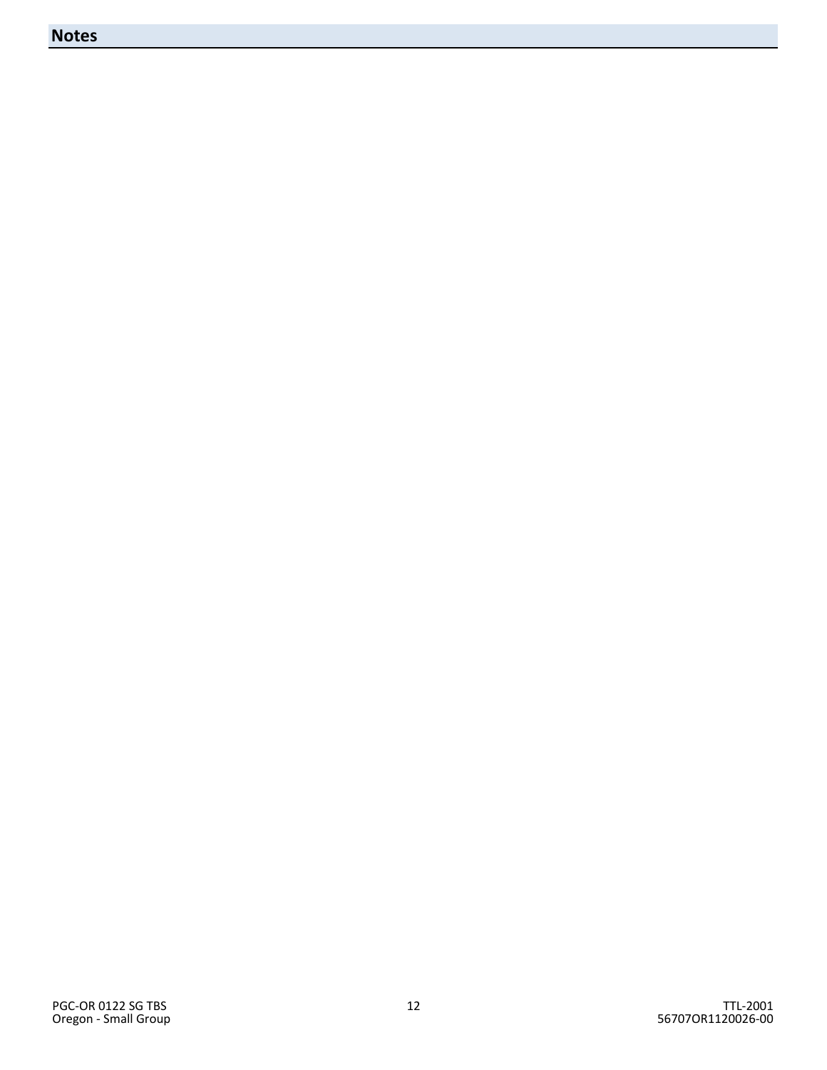## Notes